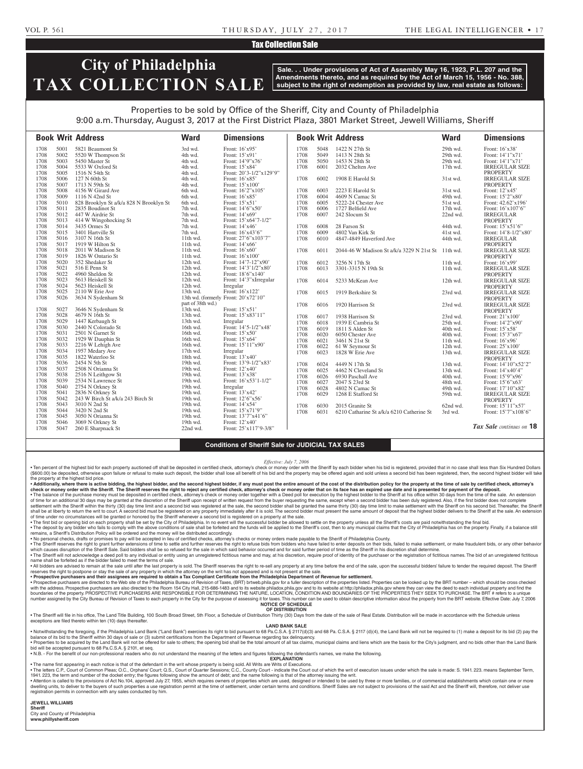# Tax Collection Sale

# City of Philadelphia TAX COLLECTION SALE

**Sale. . . Under provisions of Act of Assembly May 16, 1923, P.L. 207 and the Amendments thereto, and as required by the Act of March 15, 1956 - No. 388, subject to the right of redemption as provided by law, real estate as follows:**

Properties to be sold by Office of the Sheriff, City and County of Philadelphia
9:00 a.m. Thursday, August 3, 2017 at the First District Plaza, 3801 Market Street, Jewell Williams, Sheriff

| Book | Writ | Address | Ward | Dimensions |
|---|---|---|---|---|
| 1708 | 5001 | 5821 Beaumont St | 3rd wd. | Front: 16'x95' |
| 1708 | 5002 | 5520 W Thompson St | 4th wd. | Front: 15'x91' |
| 1708 | 5003 | 5450 Master St | 4th wd. | Front: 14'9"x76' |
| 1708 | 5004 | 5533 W Oxford St | 4th wd. | Front: 15'x84' |
| 1708 | 5005 | 1516 N 54th St | 4th wd. | Front: 20'3-1/2"x129'9" |
| 1708 | 5006 | 127 N 60th St | 4th wd. | Front: 16'x85' |
| 1708 | 5007 | 1713 N 59th St | 4th wd. | Front: 15'x100' |
| 1708 | 5008 | 4156 W Girard Ave | 6th wd. | Front: 16'2"x105' |
| 1708 | 5009 | 1116 N 42nd St | 6th wd. | Front: 16'x85' |
| 1708 | 5010 | 828 Brooklyn St a/k/a 828 N Brooklyn St | 6th wd. | Front: 15'x51' |
| 1708 | 5011 | 2835 Boudinot St | 7th wd. | Front: 14'6"x50' |
| 1708 | 5012 | 447 W Airdrie St | 7th wd. | Front: 14'x69' |
| 1708 | 5013 | 414 W Wingohocking St | 7th wd. | Front: 15'x64'7-1/2" |
| 1708 | 5014 | 3435 Ormes St | 7th wd. | Front: 14'x46' |
| 1708 | 5015 | 3401 Hartville St | 7th wd. | Front: 16'x43'6" |
| 1708 | 5016 | 3107 N 16th St | 11th wd. | Front: 27'6"x103'7" |
| 1708 | 5017 | 1919 W Hilton St | 11th wd. | Front: 14'x66' |
| 1708 | 5018 | 2011 W Madison St | 11th wd. | Front: 16'x60' |
| 1708 | 5019 | 1826 W Ontario St | 11th wd. | Front: 16'x100' |
| 1708 | 5020 | 352 Shedaker St | 12th wd. | Front: 14'7-12"x90' |
| 1708 | 5021 | 516 E Penn St | 12th wd. | Front: 14'3'1/2"x80' |
| 1708 | 5022 | 4960 Sheldon St | 12th wd. | Front: 18'6"x140' |
| 1708 | 5023 | 5613 Heiskell St | 12th wd. | Front: 14'3"xIrregular |
| 1708 | 5024 | 5623 Heiskell St | 12th wd. | Irregular |
| 1708 | 5025 | 2110 W Erie Ave | 13th wd. | Front: 16'x122' |
| 1708 | 5026 | 3634 N Sydenham St | 13th wd. (formerly part of 38th wd.) | Front: 20'x72'10" |
| 1708 | 5027 | 3646 N Sydenham St | 13th wd. | Front: 15'x51' |
| 1708 | 5028 | 4679 N 16th St | 13th wd. | Front: 15'x83'11" |
| 1708 | 5029 | 1447 Kerbaugh St | 13th wd. | Irregular |
| 1708 | 5030 | 2440 N Colorado St | 16th wd. | Front: 14'5-1/2"x48' |
| 1708 | 5031 | 2501 N Garnet St | 16th wd. | Front: 15'x50' |
| 1708 | 5032 | 1929 W Dauphin St | 16th wd. | Front: 15'x64' |
| 1708 | 5033 | 2216 W Lehigh Ave | 16th wd. | Front: 15'11"x90' |
| 1708 | 5034 | 1957 Medary Ave | 17th wd. | Irregular |
| 1708 | 5035 | 1822 Waterloo St | 18th wd. | Front: 13'x40' |
| 1708 | 5036 | 2454 N 5th St | 19th wd. | Front: 13'9-1/2"x83' |
| 1708 | 5037 | 2508 N Orianna St | 19th wd. | Front: 12'x40' |
| 1708 | 5038 | 2516 N Leithgow St | 19th wd. | Front: 13'x38' |
| 1708 | 5039 | 2534 N Lawrence St | 19th wd. | Front: 16'x53'1-1/2" |
| 1708 | 5040 | 2754 N Orkney St | 19th wd. | Irregular |
| 1708 | 5041 | 2836 N Orkney St | 19th wd. | Front: 13'x42' |
| 1708 | 5042 | 243 W Birch St a/k/a 243 Birch St | 19th wd. | Front: 12'6"x56' |
| 1708 | 5043 | 3010 N 2nd St | 19th wd. | Front: 14'x54' |
| 1708 | 5044 | 3420 N 2nd St | 19th wd. | Front: 15'x71'9" |
| 1708 | 5045 | 3050 N Orianna St | 19th wd. | Front: 13'7"x41'6" |
| 1708 | 5046 | 3069 N Orkney St | 19th wd. | Front: 12'x40' |
| 1708 | 5047 | 260 E Sharpnack St | 22nd wd. | Front: 25'x117'9-3/8" |
| 1708 | 5048 | 1422 N 27th St | 29th wd. | Front: 16'x38' |
| 1708 | 5049 | 1413 N 28th St | 29th wd. | Front: 14'1"x71' |
| 1708 | 5050 | 1453 N 28th St | 29th wd. | Front: 14'1"x71' |
| 1708 | 6001 | 2032 Chelten Ave | 17th wd. | IRREGULAR SIZE PROPERTY |
| 1708 | 6002 | 1908 E Harold St | 31st wd. | IRREGULAR SIZE PROPERTY |
| 1708 | 6003 | 2223 E Harold St | 31st wd. | Front: 12'x45' |
| 1708 | 6004 | 4609 N Camac St | 49th wd. | Front: 15'2"x80' |
| 1708 | 6005 | 5222-24 Chester Ave | 51st wd. | Front: 42.62'x196' |
| 1708 | 6006 | 1727 Belfield Ave | 17th wd. | Front: 16'x107'6" |
| 1708 | 6007 | 242 Slocum St | 22nd wd. | IRREGULAR PROPERTY |
| 1708 | 6008 | 28 Farson St | 44th wd. | Front: 15'x51'6" |
| 1708 | 6009 | 4802 Van Kirk St | 41st wd. | Front: 14'8-1/2"x80' |
| 1708 | 6010 | 4847-4849 Haverford Ave | 44th wd. | IRREGULAR PROPERTY |
| 1708 | 6011 | 2044-46 W Madison St a/k/a 3229 N 21st St | 11th wd. | IRREGULAR SIZE PROPERTY |
| 1708 | 6012 | 3256 N 17th St | 11th wd. | Front: 16'x99' |
| 1708 | 6013 | 3301-3315 N 19th St | 11th wd. | IRREGULAR SIZE PROPERTY |
| 1708 | 6014 | 5233 McKean Ave | 12th wd. | IRREGULAR SIZE PROPERTY |
| 1708 | 6015 | 1919 Berkshire St | 23rd wd. | IRREGULAR SIZE PROPERTY |
| 1708 | 6016 | 1920 Harrison St | 23rd wd. | IRREGULAR SIZE PROPERTY |
| 1708 | 6017 | 1938 Harrison St | 23rd wd. | Front: 21'x100' |
| 1708 | 6018 | 1939 E Cambria St | 25th wd. | Front: 14'2"x90' |
| 1708 | 6019 | 1811 S Alden St | 40th wd. | Front: 15'x58' |
| 1708 | 6020 | 6050 Chester Ave | 40th wd. | Front: 15'3"x67' |
| 1708 | 6021 | 3461 N 21st St | 11th wd. | Front: 16'x96' |
| 1708 | 6022 | 61 W Seymour St | 12th wd. | Front: 25'x100' |
| 1708 | 6023 | 1828 W Erie Ave | 13th wd. | IRREGULAR SIZE PROPERTY |
| 1708 | 6024 | 4449 N 17th St | 13th wd. | Front: 14'10"x52'2" |
| 1708 | 6025 | 4462 N Cleveland St | 13th wd. | Front: 14'x40'4" |
| 1708 | 6026 | 6930 Paschall Ave | 40th wd. | Front: 15'9"x96' |
| 1708 | 6027 | 2047 S 23rd St | 48th wd. | Front: 15'6"x63' |
| 1708 | 6028 | 4802 N Camac St | 49th wd. | Front: 17'10"x82' |
| 1708 | 6029 | 1268 E Stafford St | 59th wd. | IRREGULAR SIZE PROPERTY |
| 1708 | 6030 | 2015 Granite St | 62nd wd. | Front: 15'11"x57' |
| 1708 | 6031 | 6210 Catharine St a/k/a 6210 Catherine St | 3rd wd. | Front: 15'7"x108'6" |

*Tax Sale continues on* **18**

## Conditions of Sheriff Sale for JUDICIAL TAX SALES

*Effective: July 7, 2006*

• Ten percent of the highest bid for each property auctioned off shall be deposited in certified check, attorney's check or money order with the Sheriff by each bidder when his bid is registered, provided that in no case shall less than Six Hundred Dollars ($600.00) be deposited, otherwise upon failure or refusal to make such deposit, the bidder shall lose all benefit of his bid and the property may be offered again and sold unless a second bid has been registered, then, the second highest bidder will take the property at the highest bid price.

• **Additionally, where there is active bidding, the highest bidder, and the second highest bidder, if any must post the entire amount of the cost of the distribution policy for the property at the time of sale by certified check, attorney's check or money order with the Sheriff. The Sheriff reserves the right to reject any certified check, attorney's check or money order that on its face has an expired use date and is presented for payment of the deposit.**

• The balance of the purchase money must be deposited in certified check, attorney's check or money order together with a Deed poll for execution by the highest bidder to the Sheriff at his office within 30 days from the time of the sale. An extension of time for an additional 30 days may be granted at the discretion of the Sheriff upon receipt of written request from the buyer requesting the same, except when a second bidder has been duly registered. Also, if the first bidder does not complete settlement with the Sheriff within the thirty (30) day time limit and a second bid was registered at the sale, the second bidder shall be granted the same thirty (30) day time limit to make settlement with the Sheriff on his second bid. Thereafter, the Sheriff shall be at liberty to return the writ to court. A second bid must be registered on any property immediately after it is sold. The second bidder must present the same amount of deposit that the highest bidder delivers to the Sheriff at the sale. An extension of time under no circumstances will be granted or honored by the Sheriff whenever a second bid is registered on a property at the sale.

• The first bid or opening bid on each property shall be set by the City of Philadelphia. In no event will the successful bidder be allowed to settle on the property unless all the Sheriff's costs are paid notwithstanding the final bid.

• The deposit by any bidder who fails to comply with the above conditions of sale shall be forfeited and the funds will be applied to the Sheriff's cost, then to any municipal claims that the City of Philadelphia has on the property. Finally, if a balance still remains, a Sheriff's Distribution Policy will be ordered and the money will be distributed accordingly.

• No personal checks, drafts or promises to pay will be accepted in lieu of certified checks, attorney's checks or money orders made payable to the Sheriff of Philadelphia County.

• The Sheriff reserves the right to grant further extensions of time to settle and further reserves the right to refuse bids from bidders who have failed to enter deposits on their bids, failed to make settlement, or make fraudulent bids, or any other behavior which causes disruption of the Sheriff Sale. Said bidders shall be so refused for the sale in which said behavior occurred and for said further period of time as the Sheriff in his discretion shall determine.

• The Sheriff will not acknowledge a deed poll to any individual or entity using an unregistered fictitious name and may, at his discretion, require proof of identity of the purchaser or the registration of fictitious names. The bid of an unregistered fictitious name shall be forfeited as if the bidder failed to meet the terms of sale.

• All bidders are advised to remain at the sale until after the last property is sold. The Sheriff reserves the right to re-sell any property at any time before the end of the sale, upon the successful bidders' failure to tender the required deposit. The Sheriff reserves the right to postpone or stay the sale of any property in which the attorney on the writ has not appeared and is not present at the sale.

• **Prospective purchasers and their assignees are required to obtain a Tax Compliant Certificate from the Philadelphia Department of Revenue for settlement.**

• Prospective purchasers are directed to the Web site of the Philadelphia Bureau of Revision of Taxes, (BRT) brtweb.phila.gov for a fuller description of the properties listed. Properties can be looked up by the BRT number – which should be cross checked with the address. Prospective purchasers are also directed to the Room 154 City Hall, 215-686-1483 and to its website philadox.phila.gov and to its website at http://philadox.phila.gov where they can view the deed to each individual property and find the boundaries of the property. PROSPECTIVE PURCHASERS ARE RESPONSIBLE FOR DETERMINING THE NATURE, LOCATION, CONDITION AND BOUNDARIES OF THE PROPERTIES THEY SEEK TO PURCHASE. The BRT # refers to a unique number assigned by the City Bureau of Revision of Taxes to each property in the City for the purpose of assessing it for taxes. This number can be used to obtain descriptive information about the property from the BRT website. Effective Date: July 7, 2006

**NOTICE OF SCHEDULE OF DISTRIBUTION**

• The Sheriff will file in his office, The Land Title Building, 100 South Broad Street, 5th Floor, a Schedule of Distribution Thirty (30) Days from the date of the sale of Real Estate. Distribution will be made in accordance with the Schedule unless exceptions are filed thereto within ten (10) days thereafter.

**LAND BANK SALE**

• Notwithstanding the foregoing, if the Philadelphia Land Bank ("Land Bank") exercises its right to bid pursuant to 68 Pa.C.S.A. § 2117(d)(3) and 68 Pa. C.S.A. § 2117 (d)(4), the Land Bank will not be required to (1) make a deposit for its bid (2) pay the balance of its bid to the Sheriff within 30 days of sale or (3) submit certifications from the Department of Revenue regarding tax delinquency.

• Properties to be acquired by the Land Bank will not be offered for sale to others; the opening bid shall be the total amount of all tax claims, municipal claims and liens which are the basis for the City's judgment, and no bids other than the Land Bank bid will be accepted pursuant to 68 Pa.C.S.A. § 2101, et seq.

• N.B. - For the benefit of our non-professional readers who do not understand the meaning of the letters and figures following the defendant's names, we make the following.

**EXPLANATION**

• The name first appearing in each notice is that of the defendant in the writ whose property is being sold. All Writs are Writs of Executions.

• The letters C.P., Court of Common Pleas; O.C., Orphans' Court; Q.S., Court of Quarter Sessions; C.C., County Court - indicate the Court out of which the writ of execution issues under which the sale is made: S. 1941. 223. means September Term, 1941. 223, the term and number of the docket entry; the figures following show the amount of debt; and the name following is that of the attorney issuing the writ.

• Attention is called to the provisions of Act No.104, approved July 27, 1955, which requires owners of properties which are used, designed or intended to be used by three or more families, or of commercial establishments which contain one or more dwelling units, to deliver to the buyers of such properties a use registration permit at the time of settlement, under certain terms and conditions. Sheriff Sales are not subject to provisions of the said Act and the Sheriff will, therefore, not deliver use registration permits in connection with any sales conducted by him.

**JEWELL WILLIAMS**
**Sheriff**
City and County of Philadelphia
**www.phillysheriff.com**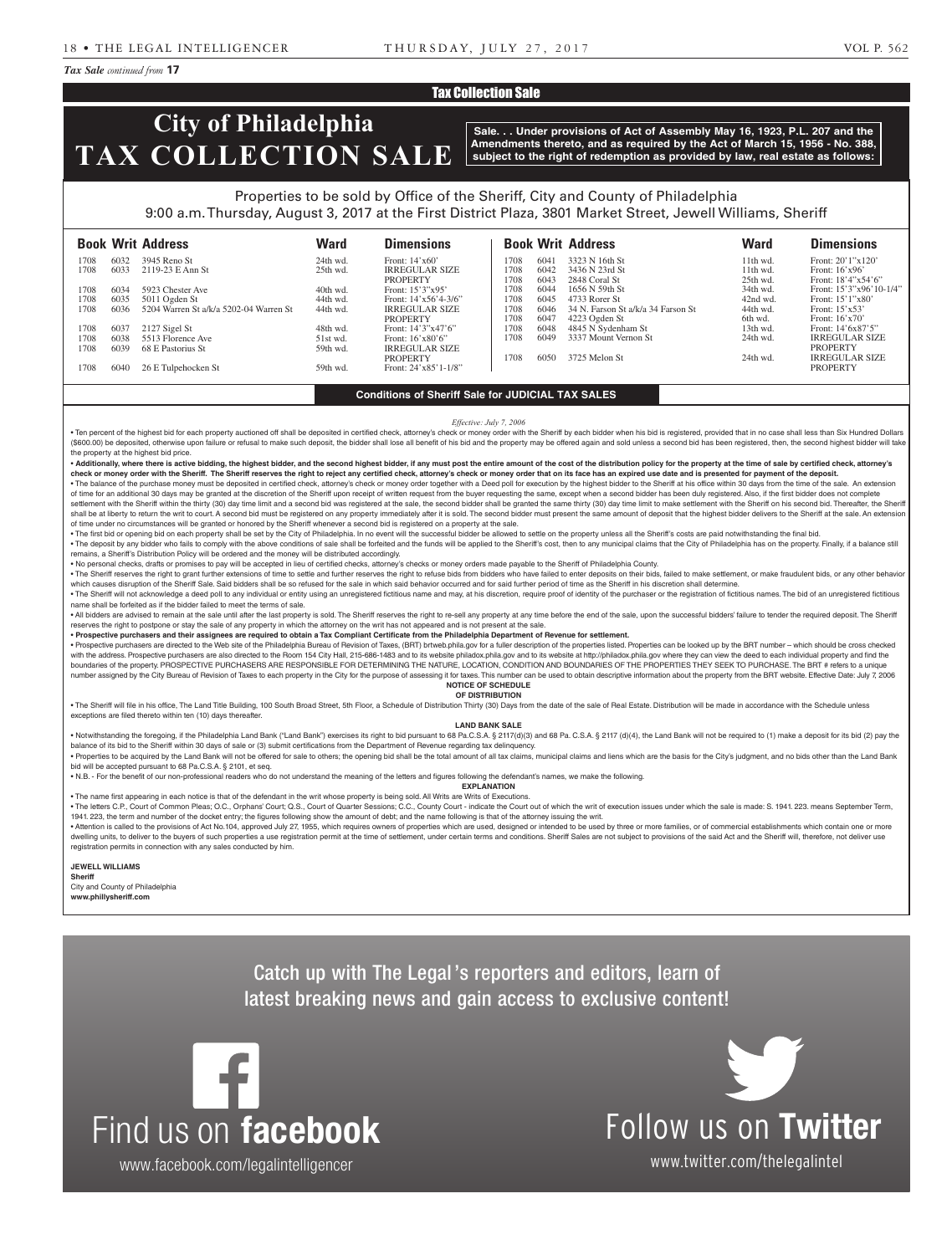*Tax Sale continued from* **17**

Tax Collection Sale

# City of Philadelphia TAX COLLECTION SALE

**Sale. . . Under provisions of Act of Assembly May 16, 1923, P.L. 207 and the Amendments thereto, and as required by the Act of March 15, 1956 - No. 388, subject to the right of redemption as provided by law, real estate as follows:**

Properties to be sold by Office of the Sheriff, City and County of Philadelphia
9:00 a.m. Thursday, August 3, 2017 at the First District Plaza, 3801 Market Street, Jewell Williams, Sheriff

| Book | Writ | Address | Ward | Dimensions |
|---|---|---|---|---|
| 1708 | 6032 | 3945 Reno St | 24th wd. | Front: 14'x60' |
| 1708 | 6033 | 2119-23 E Ann St | 25th wd. | IRREGULAR SIZE PROPERTY |
| 1708 | 6034 | 5923 Chester Ave | 40th wd. | Front: 15'3"x95' |
| 1708 | 6035 | 5011 Ogden St | 44th wd. | Front: 14'x56'4-3/6" |
| 1708 | 6036 | 5204 Warren St a/k/a 5202-04 Warren St | 44th wd. | IRREGULAR SIZE PROPERTY |
| 1708 | 6037 | 2127 Sigel St | 48th wd. | Front: 14'3"x47'6" |
| 1708 | 6038 | 5513 Florence Ave | 51st wd. | Front: 16'x80'6" |
| 1708 | 6039 | 68 E Pastorius St | 59th wd. | IRREGULAR SIZE PROPERTY |
| 1708 | 6040 | 26 E Tulpehocken St | 59th wd. | Front: 24'x85'1-1/8" |
| 1708 | 6041 | 3323 N 16th St | 11th wd. | Front: 20'1"x120' |
| 1708 | 6042 | 3436 N 23rd St | 11th wd. | Front: 16'x96' |
| 1708 | 6043 | 2848 Coral St | 25th wd. | Front: 18'4"x54'6" |
| 1708 | 6044 | 1656 N 59th St | 34th wd. | Front: 15'3"x96'10-1/4" |
| 1708 | 6045 | 4733 Rorer St | 42nd wd. | Front: 15'1"x80' |
| 1708 | 6046 | 34 N. Farson St a/k/a 34 Farson St | 44th wd. | Front: 15'x53' |
| 1708 | 6047 | 4223 Ogden St | 6th wd. | Front: 16'x70' |
| 1708 | 6048 | 4845 N Sydenham St | 13th wd. | Front: 14'6x87'5" |
| 1708 | 6049 | 3337 Mount Vernon St | 24th wd. | IRREGULAR SIZE PROPERTY |
| 1708 | 6050 | 3725 Melon St | 24th wd. | IRREGULAR SIZE PROPERTY |

## Conditions of Sheriff Sale for JUDICIAL TAX SALES

*Effective: July 7, 2006*

• Ten percent of the highest bid for each property auctioned off shall be deposited in certified check, attorney's check or money order with the Sheriff by each bidder when his bid is registered, provided that in no case shall less than Six Hundred Dollars ($600.00) be deposited, otherwise upon failure or refusal to make such deposit, the bidder shall lose all benefit of his bid and the property may be offered again and sold unless a second bid has been registered, then, the second highest bidder will take the property at the highest bid price.

**• Additionally, where there is active bidding, the highest bidder, and the second highest bidder, if any must post the entire amount of the cost of the distribution policy for the property at the time of sale by certified check, attorney's check or money order with the Sheriff. The Sheriff reserves the right to reject any certified check, attorney's check or money order that on its face has an expired use date and is presented for payment of the deposit.**

• The balance of the purchase money must be deposited in certified check, attorney's check or money order together with a Deed poll for execution by the highest bidder to the Sheriff at his office within 30 days from the time of the sale. An extension of time for an additional 30 days may be granted at the discretion of the Sheriff upon receipt of written request from the buyer requesting the same, except when a second bidder has been duly registered. Also, if the first bidder does not complete settlement with the Sheriff within the thirty (30) day time limit and a second bid was registered at the sale, the second bidder shall be granted the same thirty (30) day time limit to make settlement with the Sheriff on his second bid. Thereafter, the Sheriff shall be at liberty to return the writ to court. A second bid must be registered on any property immediately after it is sold. The second bidder must present the same amount of deposit that the highest bidder delivers to the Sheriff at the sale. An extension of time under no circumstances will be granted or honored by the Sheriff whenever a second bid is registered on a property at the sale.

• The first bid or opening bid on each property shall be set by the City of Philadelphia. In no event will the successful bidder be allowed to settle on the property unless all the Sheriff's costs are paid notwithstanding the final bid.

• The deposit by any bidder who fails to comply with the above conditions of sale shall be forfeited and the funds will be applied to the Sheriff's cost, then to any municipal claims that the City of Philadelphia has on the property. Finally, if a balance still remains, a Sheriff's Distribution Policy will be ordered and the money will be distributed accordingly.

• No personal checks, drafts or promises to pay will be accepted in lieu of certified checks, attorney's checks or money orders made payable to the Sheriff of Philadelphia County.

• The Sheriff reserves the right to grant further extensions of time to settle and further reserves the right to refuse bids from bidders who have failed to enter deposits on their bids, failed to make settlement, or make fraudulent bids, or any other behavior which causes disruption of the Sheriff Sale. Said bidders shall be so refused for the sale in which said behavior occurred and for said further period of time as the Sheriff in his discretion shall determine.

• The Sheriff will not acknowledge a deed poll to any individual or entity using an unregistered fictitious name and may, at his discretion, require proof of identity of the purchaser or the registration of fictitious names. The bid of an unregistered fictitious name shall be forfeited as if the bidder failed to meet the terms of sale.

• All bidders are advised to remain at the sale until after the last property is sold. The Sheriff reserves the right to re-sell any property at any time before the end of the sale, upon the successful bidders' failure to tender the required deposit. The Sheriff reserves the right to postpone or stay the sale of any property in which the attorney on the writ has not appeared and is not present at the sale.

**• Prospective purchasers and their assignees are required to obtain a Tax Compliant Certificate from the Philadelphia Department of Revenue for settlement.**

• Prospective purchasers are directed to the Web site of the Philadelphia Bureau of Revision of Taxes, (BRT) brtweb.phila.gov for a fuller description of the properties listed. Properties can be looked up by the BRT number – which should be cross checked with the address. Prospective purchasers are also directed to the Room 154 City Hall, 215-686-1483 and to its website philadox.phila.gov and to its website at http://philadox.phila.gov where they can view the deed to each individual property and find the boundaries of the property. PROSPECTIVE PURCHASERS ARE RESPONSIBLE FOR DETERMINING THE NATURE, LOCATION, CONDITION AND BOUNDARIES OF THE PROPERTIES THEY SEEK TO PURCHASE. The BRT # refers to a unique number assigned by the City Bureau of Revision of Taxes to each property in the City for the purpose of assessing it for taxes. This number can be used to obtain descriptive information about the property from the BRT website. Effective Date: July 7, 2006

**NOTICE OF SCHEDULE OF DISTRIBUTION**

• The Sheriff will file in his office, The Land Title Building, 100 South Broad Street, 5th Floor, a Schedule of Distribution Thirty (30) Days from the date of the sale of Real Estate. Distribution will be made in accordance with the Schedule unless exceptions are filed thereto within ten (10) days thereafter.

**LAND BANK SALE**

• Notwithstanding the foregoing, if the Philadelphia Land Bank ("Land Bank") exercises its right to bid pursuant to 68 Pa.C.S.A. § 2117(d)(3) and 68 Pa. C.S.A. § 2117 (d)(4), the Land Bank will not be required to (1) make a deposit for its bid (2) pay the balance of its bid to the Sheriff within 30 days of sale or (3) submit certifications from the Department of Revenue regarding tax delinquency.

• Properties to be acquired by the Land Bank will not be offered for sale to others; the opening bid shall be the total amount of all tax claims, municipal claims and liens which are the basis for the City's judgment, and no bids other than the Land Bank bid will be accepted pursuant to 68 Pa.C.S.A. § 2101, et seq.

• N.B. - For the benefit of our non-professional readers who do not understand the meaning of the letters and figures following the defendant's names, we make the following.

**EXPLANATION**

• The name first appearing in each notice is that of the defendant in the writ whose property is being sold. All Writs are Writs of Executions.

• The letters C.P., Court of Common Pleas; O.C., Orphans' Court; Q.S., Court of Quarter Sessions; C.C., County Court - indicate the Court out of which the writ of execution issues under which the sale is made: S. 1941. 223. means September Term, 1941. 223, the term and number of the docket entry; the figures following show the amount of debt; and the name following is that of the attorney issuing the writ.

• Attention is called to the provisions of Act No.104, approved July 27, 1955, which requires owners of properties which are used, designed or intended to be used by three or more families, or of commercial establishments which contain one or more dwelling units, to deliver to the buyers of such properties a use registration permit at the time of settlement, under certain terms and conditions. Sheriff Sales are not subject to provisions of the said Act and the Sheriff will, therefore, not deliver use registration permits in connection with any sales conducted by him.

**JEWELL WILLIAMS**
**Sheriff**
City and County of Philadelphia
**www.phillysheriff.com**

Catch up with The Legal's reporters and editors, learn of latest breaking news and gain access to exclusive content!

Find us on **facebook**
www.facebook.com/legalintelligencer

Follow us on **Twitter**
www.twitter.com/thelegalintel